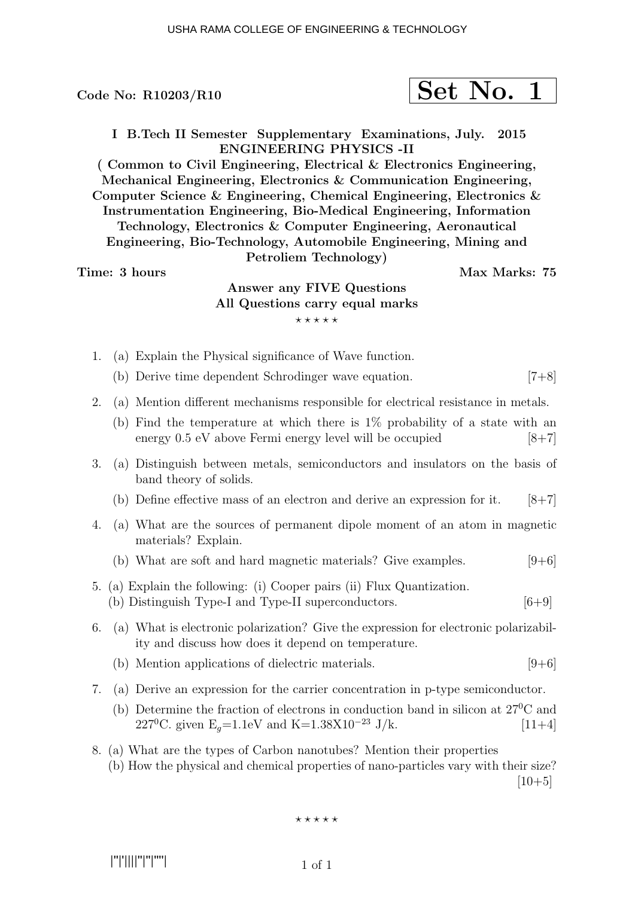**Code No: R10203/R10** **Set No. 1**

**I B.Tech II Semester Supplementary Examinations, July. 2015**
**ENGINEERING PHYSICS -II**
**( Common to Civil Engineering, Electrical & Electronics Engineering, Mechanical Engineering, Electronics & Communication Engineering, Computer Science & Engineering, Chemical Engineering, Electronics & Instrumentation Engineering, Bio-Medical Engineering, Information Technology, Electronics & Computer Engineering, Aeronautical Engineering, Bio-Technology, Automobile Engineering, Mining and Petroliem Technology)**

**Time: 3 hours** **Max Marks: 75**

**Answer any FIVE Questions**
**All Questions carry equal marks**

⋆ ⋆ ⋆ ⋆ ⋆

1. (a) Explain the Physical significance of Wave function.
   (b) Derive time dependent Schrodinger wave equation. [7+8]

2. (a) Mention different mechanisms responsible for electrical resistance in metals.
   (b) Find the temperature at which there is 1% probability of a state with an energy 0.5 eV above Fermi energy level will be occupied [8+7]

3. (a) Distinguish between metals, semiconductors and insulators on the basis of band theory of solids.
   (b) Define effective mass of an electron and derive an expression for it. [8+7]

4. (a) What are the sources of permanent dipole moment of an atom in magnetic materials? Explain.
   (b) What are soft and hard magnetic materials? Give examples. [9+6]

5. (a) Explain the following: (i) Cooper pairs (ii) Flux Quantization.
   (b) Distinguish Type-I and Type-II superconductors. [6+9]

6. (a) What is electronic polarization? Give the expression for electronic polarizability and discuss how does it depend on temperature.
   (b) Mention applications of dielectric materials. [9+6]

7. (a) Derive an expression for the carrier concentration in p-type semiconductor.
   (b) Determine the fraction of electrons in conduction band in silicon at $27^0$C and $227^0$C. given $E_g$=1.1eV and K=$1.38 X 10^{-23}$ J/k. [11+4]

8. (a) What are the types of Carbon nanotubes? Mention their properties
   (b) How the physical and chemical properties of nano-particles vary with their size? [10+5]

⋆ ⋆ ⋆ ⋆ ⋆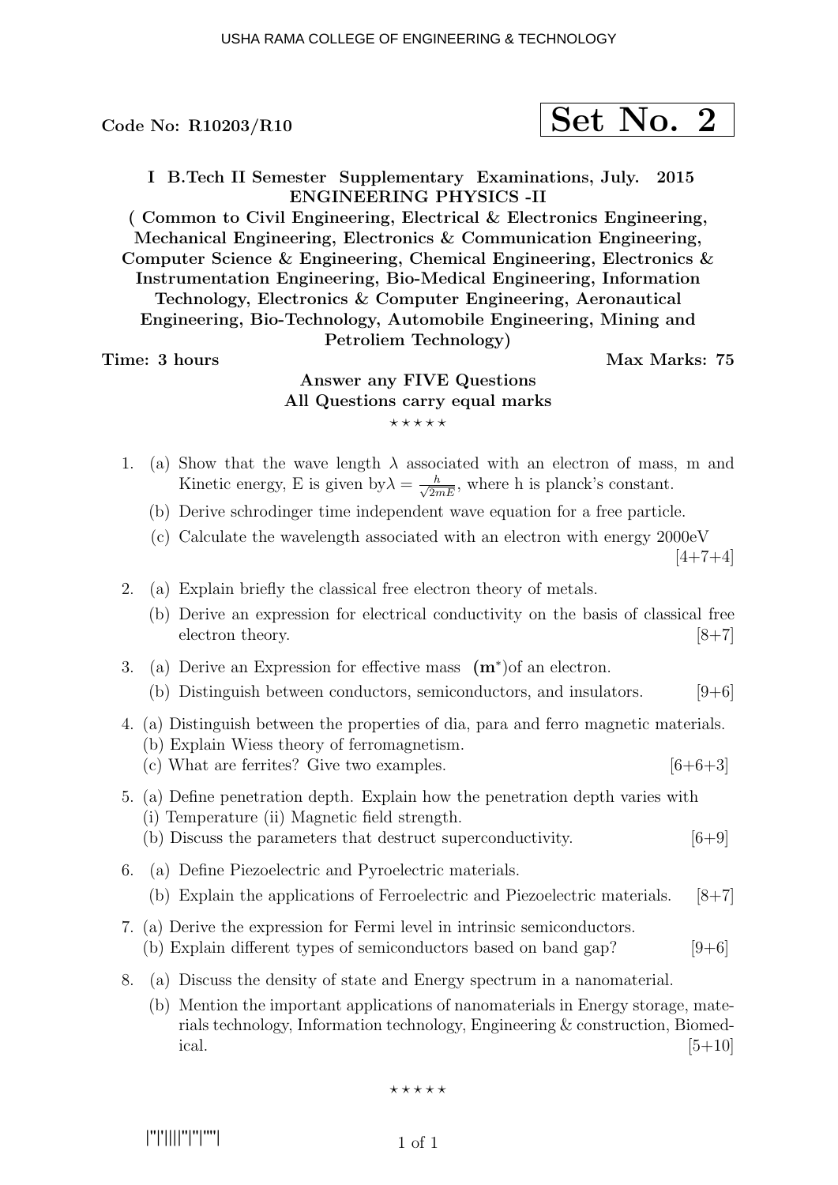Code No: R10203/R10

**Set No. 2**

**I B.Tech II Semester Supplementary Examinations, July. 2015**
**ENGINEERING PHYSICS -II**
**( Common to Civil Engineering, Electrical & Electronics Engineering, Mechanical Engineering, Electronics & Communication Engineering, Computer Science & Engineering, Chemical Engineering, Electronics & Instrumentation Engineering, Bio-Medical Engineering, Information Technology, Electronics & Computer Engineering, Aeronautical Engineering, Bio-Technology, Automobile Engineering, Mining and Petroliem Technology)**

**Time: 3 hours** **Max Marks: 75**

**Answer any FIVE Questions**
**All Questions carry equal marks**

⋆ ⋆ ⋆ ⋆ ⋆

1. (a) Show that the wave length $\lambda$ associated with an electron of mass, m and Kinetic energy, E is given by$\lambda = \frac{h}{\sqrt{2mE}}$, where h is planck's constant.
   (b) Derive schrodinger time independent wave equation for a free particle.
   (c) Calculate the wavelength associated with an electron with energy 2000eV [4+7+4]

2. (a) Explain briefly the classical free electron theory of metals.
   (b) Derive an expression for electrical conductivity on the basis of classical free electron theory. [8+7]

3. (a) Derive an Expression for effective mass $(\mathbf{m}^*)$of an electron.
   (b) Distinguish between conductors, semiconductors, and insulators. [9+6]

4. (a) Distinguish between the properties of dia, para and ferro magnetic materials.
   (b) Explain Wiess theory of ferromagnetism.
   (c) What are ferrites? Give two examples. [6+6+3]

5. (a) Define penetration depth. Explain how the penetration depth varies with (i) Temperature (ii) Magnetic field strength.
   (b) Discuss the parameters that destruct superconductivity. [6+9]

6. (a) Define Piezoelectric and Pyroelectric materials.
   (b) Explain the applications of Ferroelectric and Piezoelectric materials. [8+7]

7. (a) Derive the expression for Fermi level in intrinsic semiconductors.
   (b) Explain different types of semiconductors based on band gap? [9+6]

8. (a) Discuss the density of state and Energy spectrum in a nanomaterial.
   (b) Mention the important applications of nanomaterials in Energy storage, materials technology, Information technology, Engineering & construction, Biomedical. [5+10]

⋆ ⋆ ⋆ ⋆ ⋆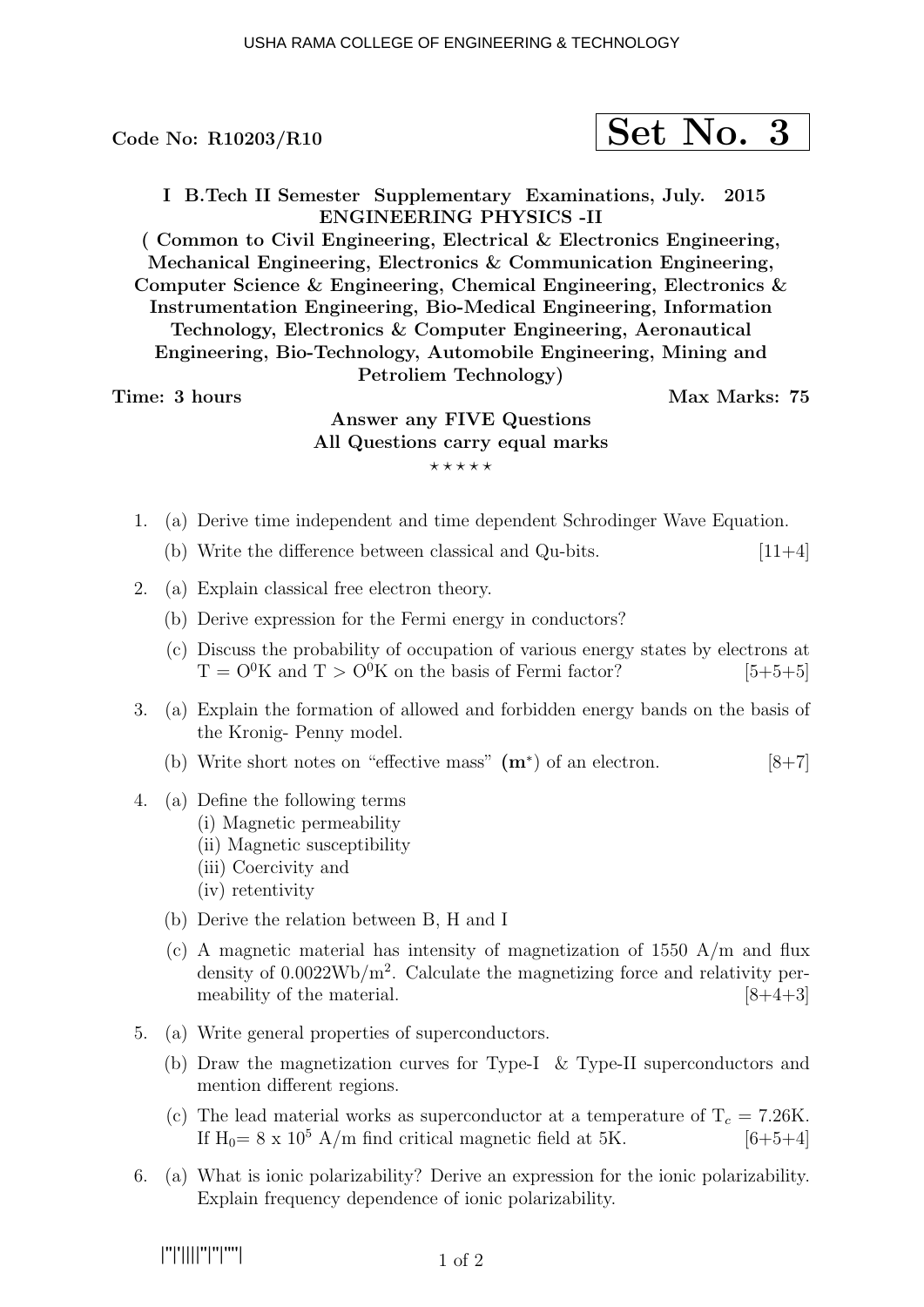Code No: R10203/R10

**Set No. 3**

**I B.Tech II Semester Supplementary Examinations, July. 2015**
**ENGINEERING PHYSICS -II**
**( Common to Civil Engineering, Electrical & Electronics Engineering, Mechanical Engineering, Electronics & Communication Engineering, Computer Science & Engineering, Chemical Engineering, Electronics & Instrumentation Engineering, Bio-Medical Engineering, Information Technology, Electronics & Computer Engineering, Aeronautical Engineering, Bio-Technology, Automobile Engineering, Mining and Petroliem Technology)**

**Time: 3 hours** **Max Marks: 75**

**Answer any FIVE Questions**
**All Questions carry equal marks**

⋆ ⋆ ⋆ ⋆ ⋆

1. (a) Derive time independent and time dependent Schrodinger Wave Equation.
   (b) Write the difference between classical and Qu-bits. [11+4]

2. (a) Explain classical free electron theory.
   (b) Derive expression for the Fermi energy in conductors?
   (c) Discuss the probability of occupation of various energy states by electrons at $T = O^0K$ and $T > O^0K$ on the basis of Fermi factor? [5+5+5]

3. (a) Explain the formation of allowed and forbidden energy bands on the basis of the Kronig- Penny model.
   (b) Write short notes on "effective mass" $(\mathbf{m}^*)$ of an electron. [8+7]

4. (a) Define the following terms
   (i) Magnetic permeability
   (ii) Magnetic susceptibility
   (iii) Coercivity and
   (iv) retentivity
   (b) Derive the relation between B, H and I
   (c) A magnetic material has intensity of magnetization of 1550 A/m and flux density of $0.0022 Wb/m^2$. Calculate the magnetizing force and relativity permeability of the material. [8+4+3]

5. (a) Write general properties of superconductors.
   (b) Draw the magnetization curves for Type-I & Type-II superconductors and mention different regions.
   (c) The lead material works as superconductor at a temperature of $T_c = 7.26K$. If $H_0 = 8 \times 10^5$ A/m find critical magnetic field at 5K. [6+5+4]

6. (a) What is ionic polarizability? Derive an expression for the ionic polarizability. Explain frequency dependence of ionic polarizability.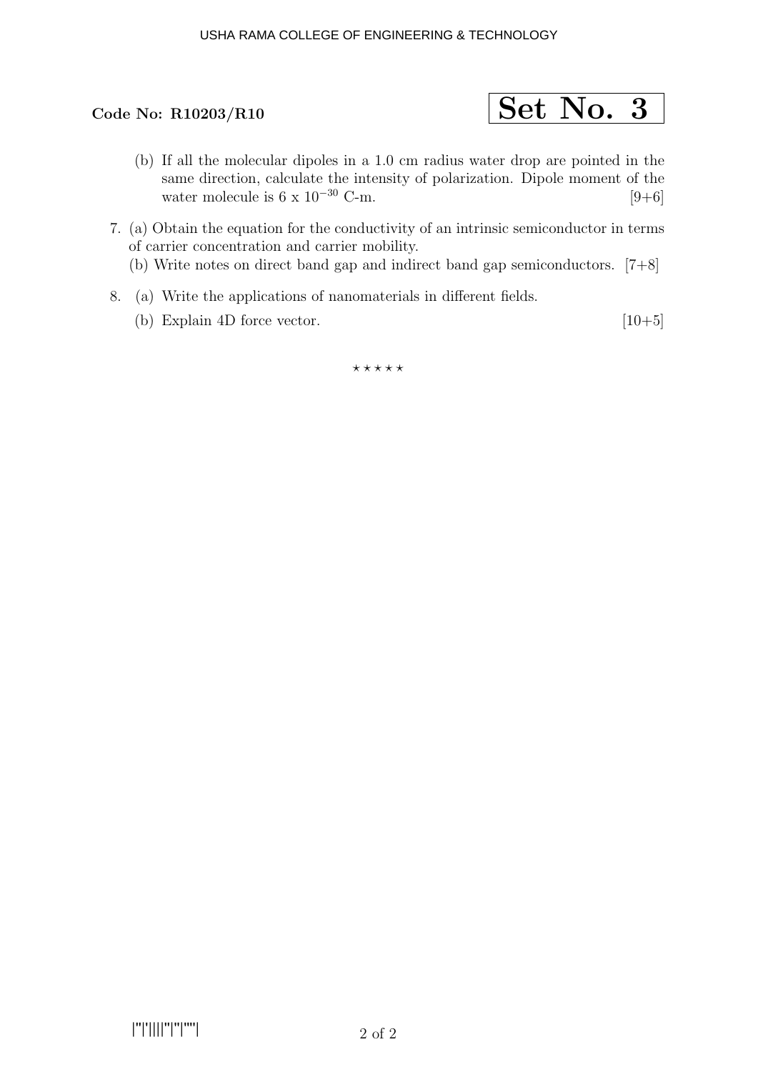**Code No: R10203/R10**

**Set No. 3**

(b) If all the molecular dipoles in a 1.0 cm radius water drop are pointed in the same direction, calculate the intensity of polarization. Dipole moment of the water molecule is 6 x $10^{-30}$ C-m. [9+6]

7. (a) Obtain the equation for the conductivity of an intrinsic semiconductor in terms of carrier concentration and carrier mobility.

   (b) Write notes on direct band gap and indirect band gap semiconductors. [7+8]

8. (a) Write the applications of nanomaterials in different fields.

   (b) Explain 4D force vector. [10+5]

⋆ ⋆ ⋆ ⋆ ⋆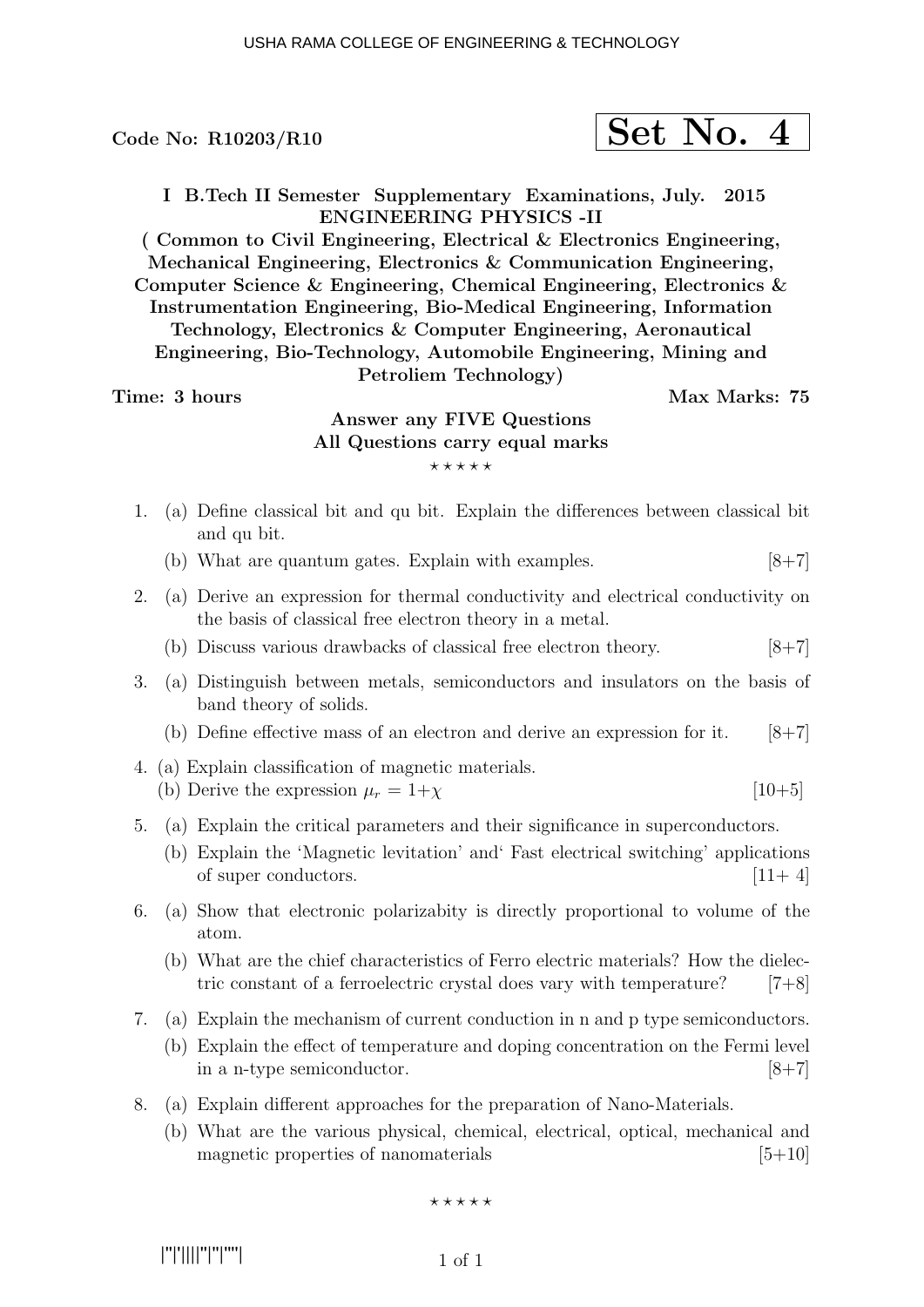Code No: R10203/R10

**Set No. 4**

**I B.Tech II Semester Supplementary Examinations, July. 2015**
**ENGINEERING PHYSICS -II**
**( Common to Civil Engineering, Electrical & Electronics Engineering, Mechanical Engineering, Electronics & Communication Engineering, Computer Science & Engineering, Chemical Engineering, Electronics & Instrumentation Engineering, Bio-Medical Engineering, Information Technology, Electronics & Computer Engineering, Aeronautical Engineering, Bio-Technology, Automobile Engineering, Mining and Petroliem Technology)**

**Time: 3 hours** **Max Marks: 75**

**Answer any FIVE Questions**
**All Questions carry equal marks**

⋆ ⋆ ⋆ ⋆ ⋆

1. (a) Define classical bit and qu bit. Explain the differences between classical bit and qu bit.
   (b) What are quantum gates. Explain with examples. [8+7]

2. (a) Derive an expression for thermal conductivity and electrical conductivity on the basis of classical free electron theory in a metal.
   (b) Discuss various drawbacks of classical free electron theory. [8+7]

3. (a) Distinguish between metals, semiconductors and insulators on the basis of band theory of solids.
   (b) Define effective mass of an electron and derive an expression for it. [8+7]

4. (a) Explain classification of magnetic materials.
   (b) Derive the expression $\mu_r = 1+\chi$ [10+5]

5. (a) Explain the critical parameters and their significance in superconductors.
   (b) Explain the 'Magnetic levitation' and' Fast electrical switching' applications of super conductors. [11+ 4]

6. (a) Show that electronic polarizabity is directly proportional to volume of the atom.
   (b) What are the chief characteristics of Ferro electric materials? How the dielectric constant of a ferroelectric crystal does vary with temperature? [7+8]

7. (a) Explain the mechanism of current conduction in n and p type semiconductors.
   (b) Explain the effect of temperature and doping concentration on the Fermi level in a n-type semiconductor. [8+7]

8. (a) Explain different approaches for the preparation of Nano-Materials.
   (b) What are the various physical, chemical, electrical, optical, mechanical and magnetic properties of nanomaterials [5+10]

⋆ ⋆ ⋆ ⋆ ⋆